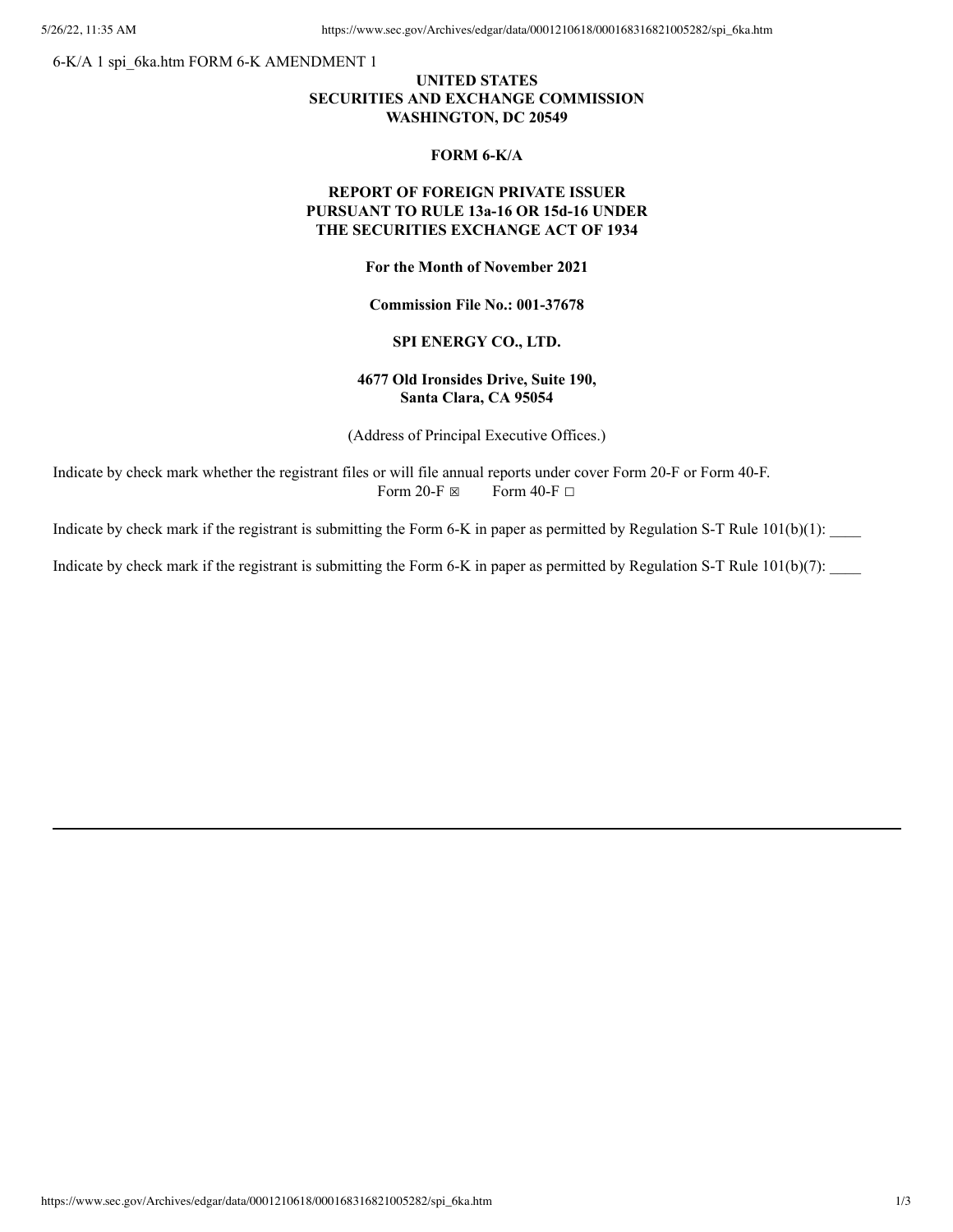6-K/A 1 spi_6ka.htm FORM 6-K AMENDMENT 1

**UNITED STATES**
**SECURITIES AND EXCHANGE COMMISSION**
**WASHINGTON, DC 20549**

**FORM 6-K/A**

**REPORT OF FOREIGN PRIVATE ISSUER**
**PURSUANT TO RULE 13a-16 OR 15d-16 UNDER**
**THE SECURITIES EXCHANGE ACT OF 1934**

**For the Month of November 2021**

**Commission File No.: 001-37678**

**SPI ENERGY CO., LTD.**

**4677 Old Ironsides Drive, Suite 190,**
**Santa Clara, CA 95054**

(Address of Principal Executive Offices.)

Indicate by check mark whether the registrant files or will file annual reports under cover Form 20-F or Form 40-F.
Form 20-F ☒ Form 40-F ☐

Indicate by check mark if the registrant is submitting the Form 6-K in paper as permitted by Regulation S-T Rule 101(b)(1): ____

Indicate by check mark if the registrant is submitting the Form 6-K in paper as permitted by Regulation S-T Rule 101(b)(7): ____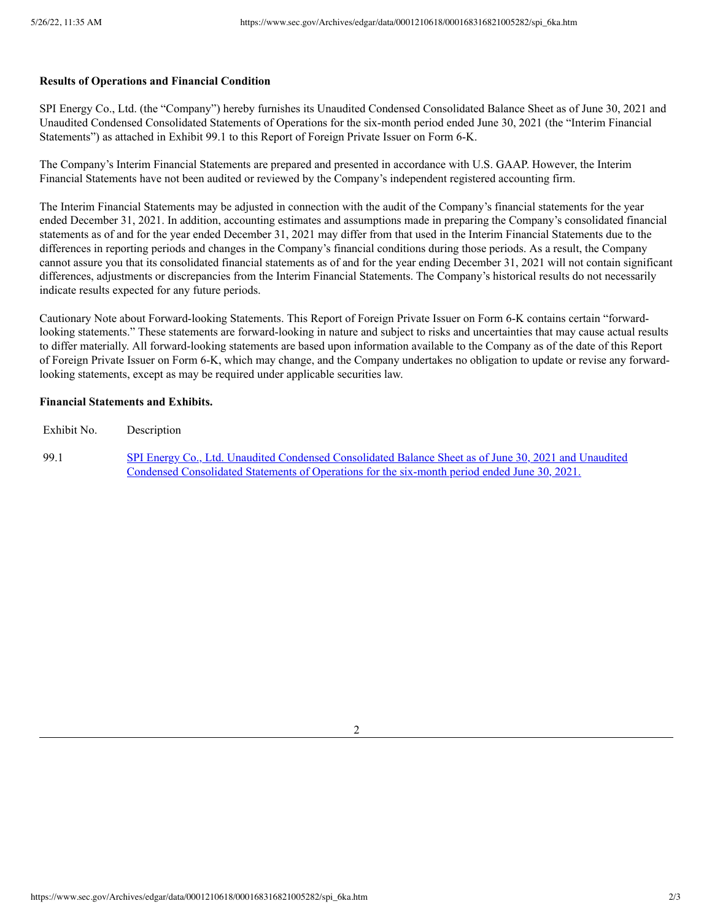**Results of Operations and Financial Condition**

SPI Energy Co., Ltd. (the "Company") hereby furnishes its Unaudited Condensed Consolidated Balance Sheet as of June 30, 2021 and Unaudited Condensed Consolidated Statements of Operations for the six-month period ended June 30, 2021 (the "Interim Financial Statements") as attached in Exhibit 99.1 to this Report of Foreign Private Issuer on Form 6-K.

The Company's Interim Financial Statements are prepared and presented in accordance with U.S. GAAP. However, the Interim Financial Statements have not been audited or reviewed by the Company's independent registered accounting firm.

The Interim Financial Statements may be adjusted in connection with the audit of the Company's financial statements for the year ended December 31, 2021. In addition, accounting estimates and assumptions made in preparing the Company's consolidated financial statements as of and for the year ended December 31, 2021 may differ from that used in the Interim Financial Statements due to the differences in reporting periods and changes in the Company's financial conditions during those periods. As a result, the Company cannot assure you that its consolidated financial statements as of and for the year ending December 31, 2021 will not contain significant differences, adjustments or discrepancies from the Interim Financial Statements. The Company's historical results do not necessarily indicate results expected for any future periods.

Cautionary Note about Forward-looking Statements. This Report of Foreign Private Issuer on Form 6-K contains certain "forward-looking statements." These statements are forward-looking in nature and subject to risks and uncertainties that may cause actual results to differ materially. All forward-looking statements are based upon information available to the Company as of the date of this Report of Foreign Private Issuer on Form 6-K, which may change, and the Company undertakes no obligation to update or revise any forward-looking statements, except as may be required under applicable securities law.

**Financial Statements and Exhibits.**

| Exhibit No. | Description |
|---|---|
| 99.1 | SPI Energy Co., Ltd. Unaudited Condensed Consolidated Balance Sheet as of June 30, 2021 and Unaudited Condensed Consolidated Statements of Operations for the six-month period ended June 30, 2021. |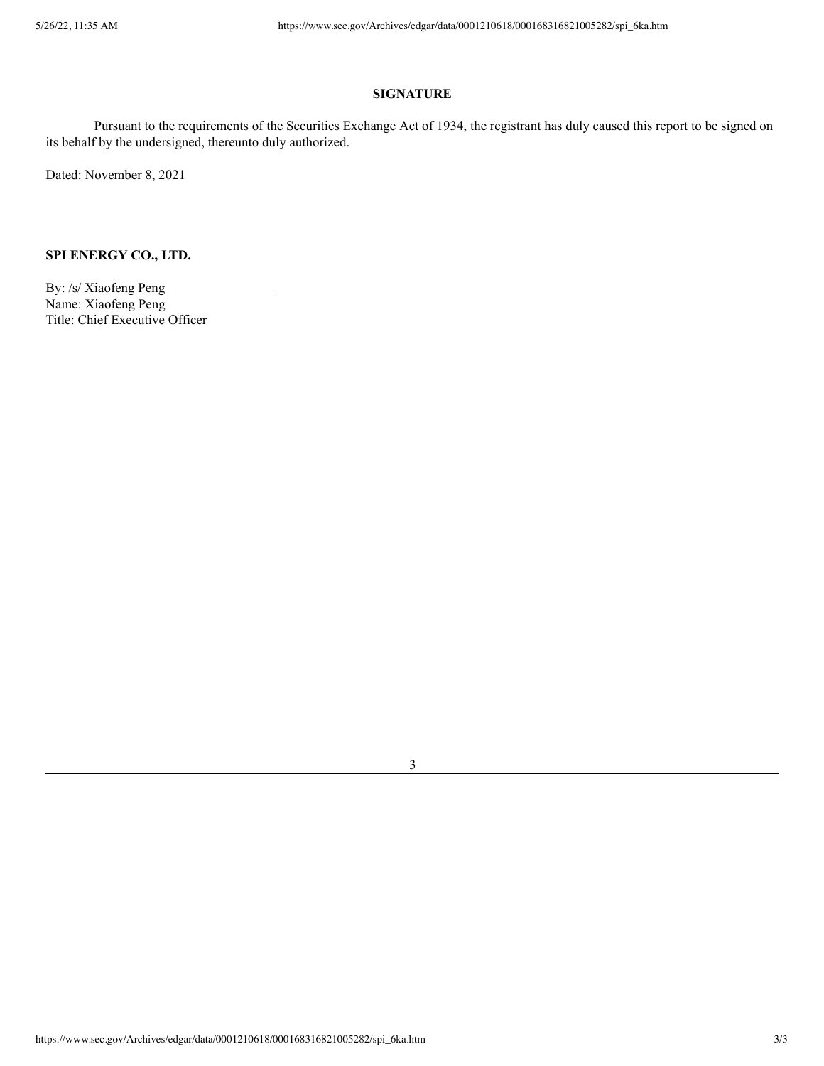## SIGNATURE

Pursuant to the requirements of the Securities Exchange Act of 1934, the registrant has duly caused this report to be signed on its behalf by the undersigned, thereunto duly authorized.

Dated: November 8, 2021

**SPI ENERGY CO., LTD.**

By: /s/ Xiaofeng Peng
Name: Xiaofeng Peng
Title: Chief Executive Officer